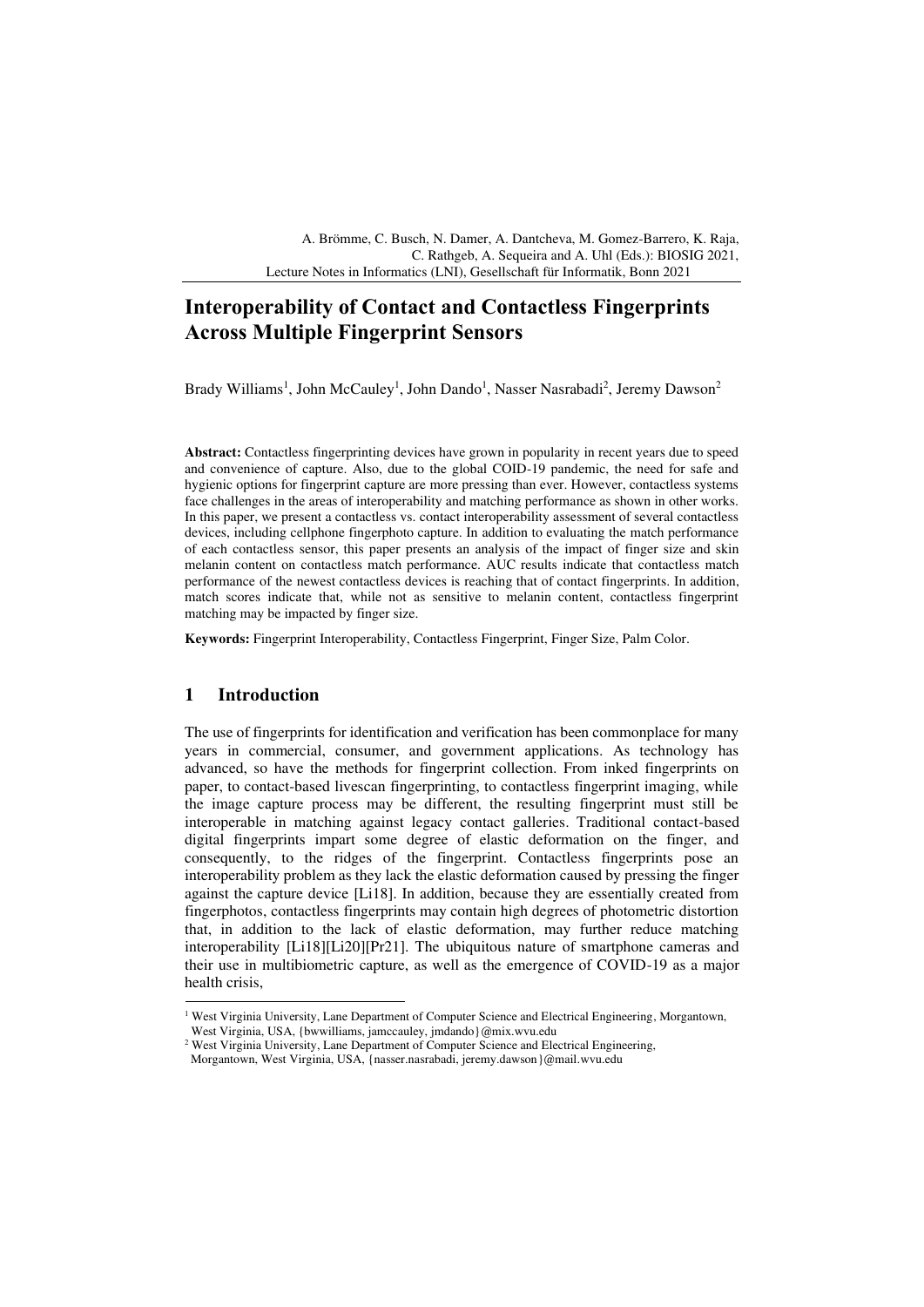A. Brömme, C. Busch, N. Damer, A. Dantcheva, M. Gomez-Barrero, K. Raja, C. Rathgeb, A. Sequeira and A. Uhl (Eds.): BIOSIG 2021, Lecture Notes in Informatics (LNI), Gesellschaft für Informatik, Bonn 2021

# Interoperability of Contact and Contactless Fingerprints Across Multiple Fingerprint Sensors

Brady Williams[1], John McCauley[1], John Dando[1], Nasser Nasrabadi[2], Jeremy Dawson[2]

**Abstract:** Contactless fingerprinting devices have grown in popularity in recent years due to speed and convenience of capture. Also, due to the global COID-19 pandemic, the need for safe and hygienic options for fingerprint capture are more pressing than ever. However, contactless systems face challenges in the areas of interoperability and matching performance as shown in other works. In this paper, we present a contactless vs. contact interoperability assessment of several contactless devices, including cellphone fingerphoto capture. In addition to evaluating the match performance of each contactless sensor, this paper presents an analysis of the impact of finger size and skin melanin content on contactless match performance. AUC results indicate that contactless match performance of the newest contactless devices is reaching that of contact fingerprints. In addition, match scores indicate that, while not as sensitive to melanin content, contactless fingerprint matching may be impacted by finger size.

**Keywords:** Fingerprint Interoperability, Contactless Fingerprint, Finger Size, Palm Color.

## 1 Introduction

The use of fingerprints for identification and verification has been commonplace for many years in commercial, consumer, and government applications. As technology has advanced, so have the methods for fingerprint collection. From inked fingerprints on paper, to contact-based livescan fingerprinting, to contactless fingerprint imaging, while the image capture process may be different, the resulting fingerprint must still be interoperable in matching against legacy contact galleries. Traditional contact-based digital fingerprints impart some degree of elastic deformation on the finger, and consequently, to the ridges of the fingerprint. Contactless fingerprints pose an interoperability problem as they lack the elastic deformation caused by pressing the finger against the capture device [Li18]. In addition, because they are essentially created from fingerphotos, contactless fingerprints may contain high degrees of photometric distortion that, in addition to the lack of elastic deformation, may further reduce matching interoperability [Li18][Li20][Pr21]. The ubiquitous nature of smartphone cameras and their use in multibiometric capture, as well as the emergence of COVID-19 as a major health crisis,

[1] West Virginia University, Lane Department of Computer Science and Electrical Engineering, Morgantown, West Virginia, USA, {bwwilliams, jamccauley, jmdando}@mix.wvu.edu

[2] West Virginia University, Lane Department of Computer Science and Electrical Engineering, Morgantown, West Virginia, USA, {nasser.nasrabadi, jeremy.dawson}@mail.wvu.edu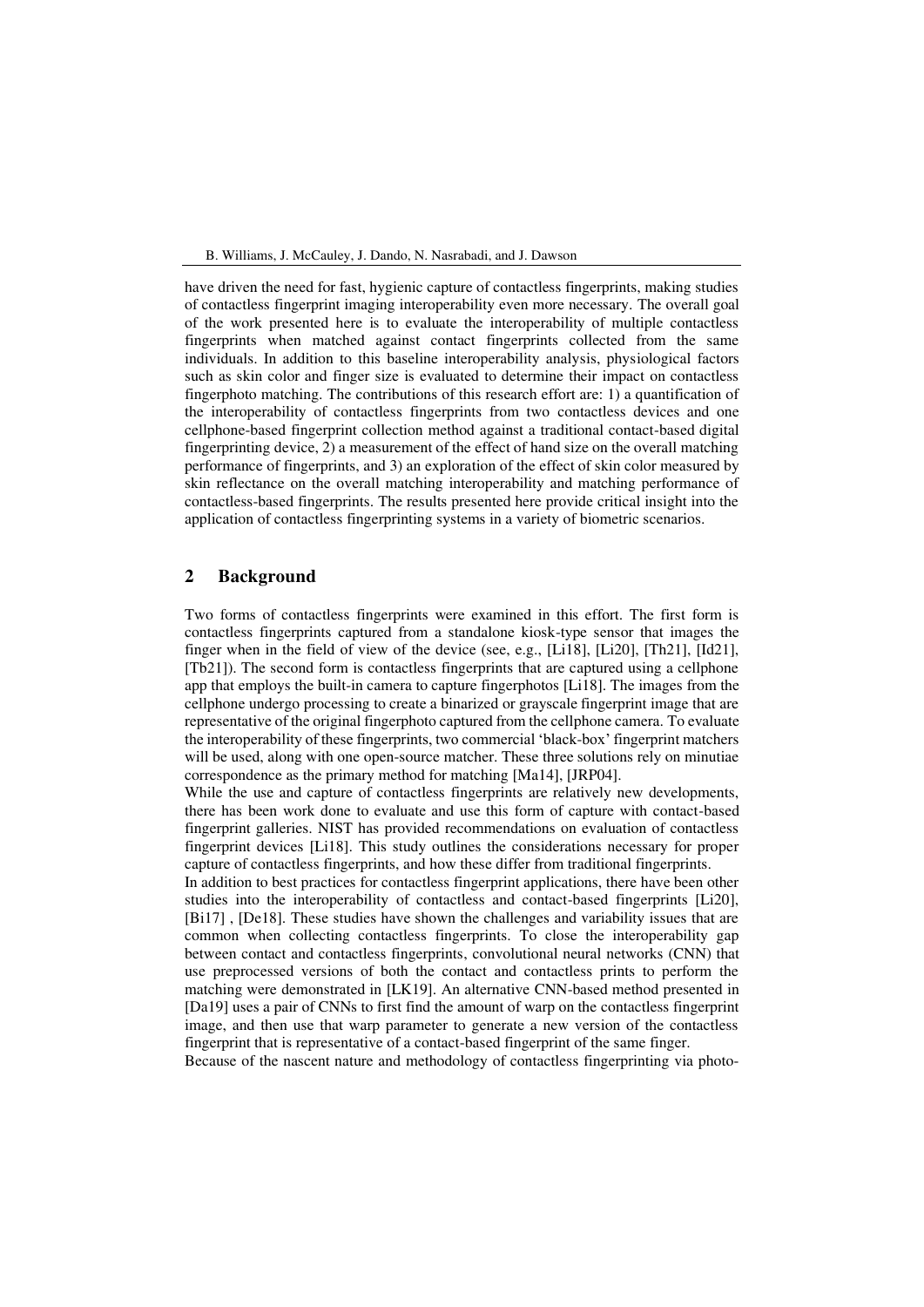have driven the need for fast, hygienic capture of contactless fingerprints, making studies of contactless fingerprint imaging interoperability even more necessary. The overall goal of the work presented here is to evaluate the interoperability of multiple contactless fingerprints when matched against contact fingerprints collected from the same individuals. In addition to this baseline interoperability analysis, physiological factors such as skin color and finger size is evaluated to determine their impact on contactless fingerphoto matching. The contributions of this research effort are: 1) a quantification of the interoperability of contactless fingerprints from two contactless devices and one cellphone-based fingerprint collection method against a traditional contact-based digital fingerprinting device, 2) a measurement of the effect of hand size on the overall matching performance of fingerprints, and 3) an exploration of the effect of skin color measured by skin reflectance on the overall matching interoperability and matching performance of contactless-based fingerprints. The results presented here provide critical insight into the application of contactless fingerprinting systems in a variety of biometric scenarios.

## 2 Background

Two forms of contactless fingerprints were examined in this effort. The first form is contactless fingerprints captured from a standalone kiosk-type sensor that images the finger when in the field of view of the device (see, e.g., [Li18], [Li20], [Th21], [Id21], [Tb21]). The second form is contactless fingerprints that are captured using a cellphone app that employs the built-in camera to capture fingerphotos [Li18]. The images from the cellphone undergo processing to create a binarized or grayscale fingerprint image that are representative of the original fingerphoto captured from the cellphone camera. To evaluate the interoperability of these fingerprints, two commercial 'black-box' fingerprint matchers will be used, along with one open-source matcher. These three solutions rely on minutiae correspondence as the primary method for matching [Ma14], [JRP04].

While the use and capture of contactless fingerprints are relatively new developments, there has been work done to evaluate and use this form of capture with contact-based fingerprint galleries. NIST has provided recommendations on evaluation of contactless fingerprint devices [Li18]. This study outlines the considerations necessary for proper capture of contactless fingerprints, and how these differ from traditional fingerprints.

In addition to best practices for contactless fingerprint applications, there have been other studies into the interoperability of contactless and contact-based fingerprints [Li20], [Bi17] , [De18]. These studies have shown the challenges and variability issues that are common when collecting contactless fingerprints. To close the interoperability gap between contact and contactless fingerprints, convolutional neural networks (CNN) that use preprocessed versions of both the contact and contactless prints to perform the matching were demonstrated in [LK19]. An alternative CNN-based method presented in [Da19] uses a pair of CNNs to first find the amount of warp on the contactless fingerprint image, and then use that warp parameter to generate a new version of the contactless fingerprint that is representative of a contact-based fingerprint of the same finger.

Because of the nascent nature and methodology of contactless fingerprinting via photo-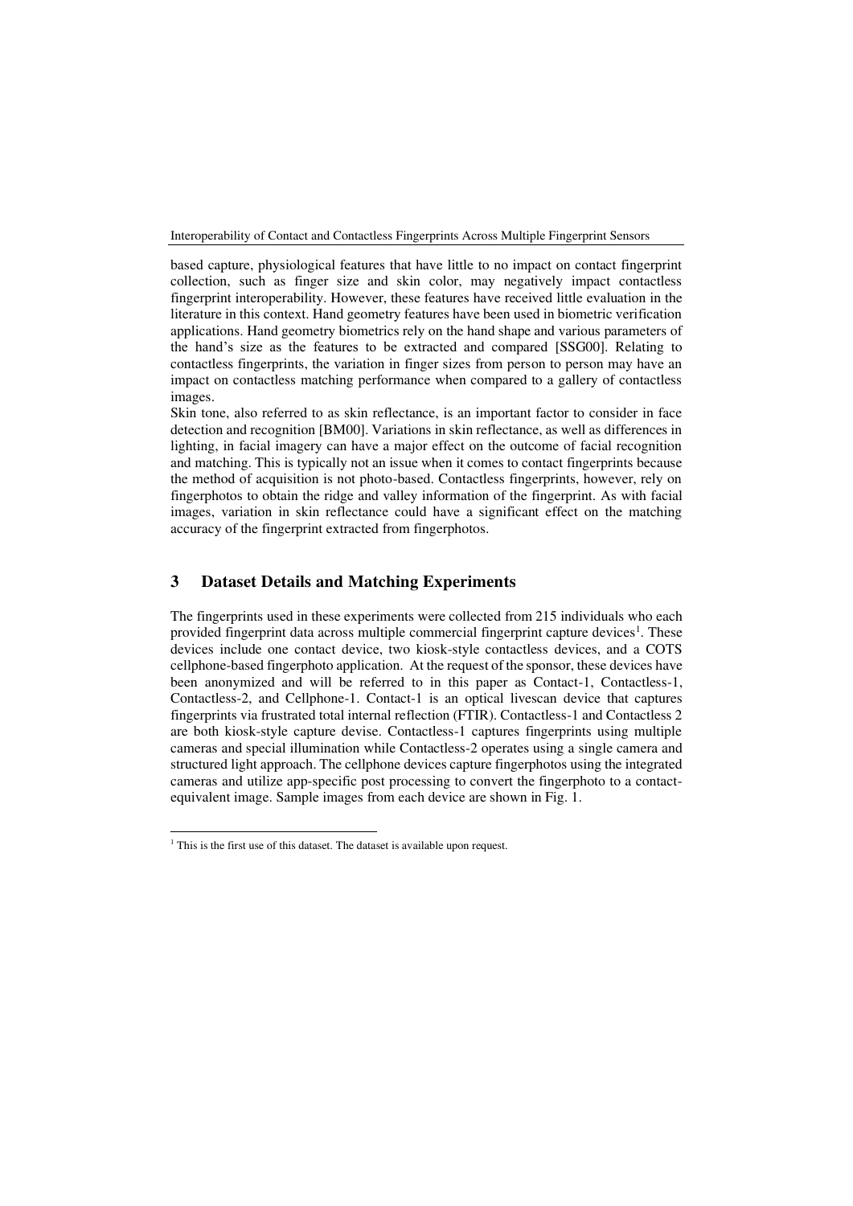based capture, physiological features that have little to no impact on contact fingerprint collection, such as finger size and skin color, may negatively impact contactless fingerprint interoperability. However, these features have received little evaluation in the literature in this context. Hand geometry features have been used in biometric verification applications. Hand geometry biometrics rely on the hand shape and various parameters of the hand's size as the features to be extracted and compared [SSG00]. Relating to contactless fingerprints, the variation in finger sizes from person to person may have an impact on contactless matching performance when compared to a gallery of contactless images.

Skin tone, also referred to as skin reflectance, is an important factor to consider in face detection and recognition [BM00]. Variations in skin reflectance, as well as differences in lighting, in facial imagery can have a major effect on the outcome of facial recognition and matching. This is typically not an issue when it comes to contact fingerprints because the method of acquisition is not photo-based. Contactless fingerprints, however, rely on fingerphotos to obtain the ridge and valley information of the fingerprint. As with facial images, variation in skin reflectance could have a significant effect on the matching accuracy of the fingerprint extracted from fingerphotos.

## 3 Dataset Details and Matching Experiments

The fingerprints used in these experiments were collected from 215 individuals who each provided fingerprint data across multiple commercial fingerprint capture devices[1]. These devices include one contact device, two kiosk-style contactless devices, and a COTS cellphone-based fingerphoto application. At the request of the sponsor, these devices have been anonymized and will be referred to in this paper as Contact-1, Contactless-1, Contactless-2, and Cellphone-1. Contact-1 is an optical livescan device that captures fingerprints via frustrated total internal reflection (FTIR). Contactless-1 and Contactless 2 are both kiosk-style capture devise. Contactless-1 captures fingerprints using multiple cameras and special illumination while Contactless-2 operates using a single camera and structured light approach. The cellphone devices capture fingerphotos using the integrated cameras and utilize app-specific post processing to convert the fingerphoto to a contact-equivalent image. Sample images from each device are shown in Fig. 1.

[1] This is the first use of this dataset. The dataset is available upon request.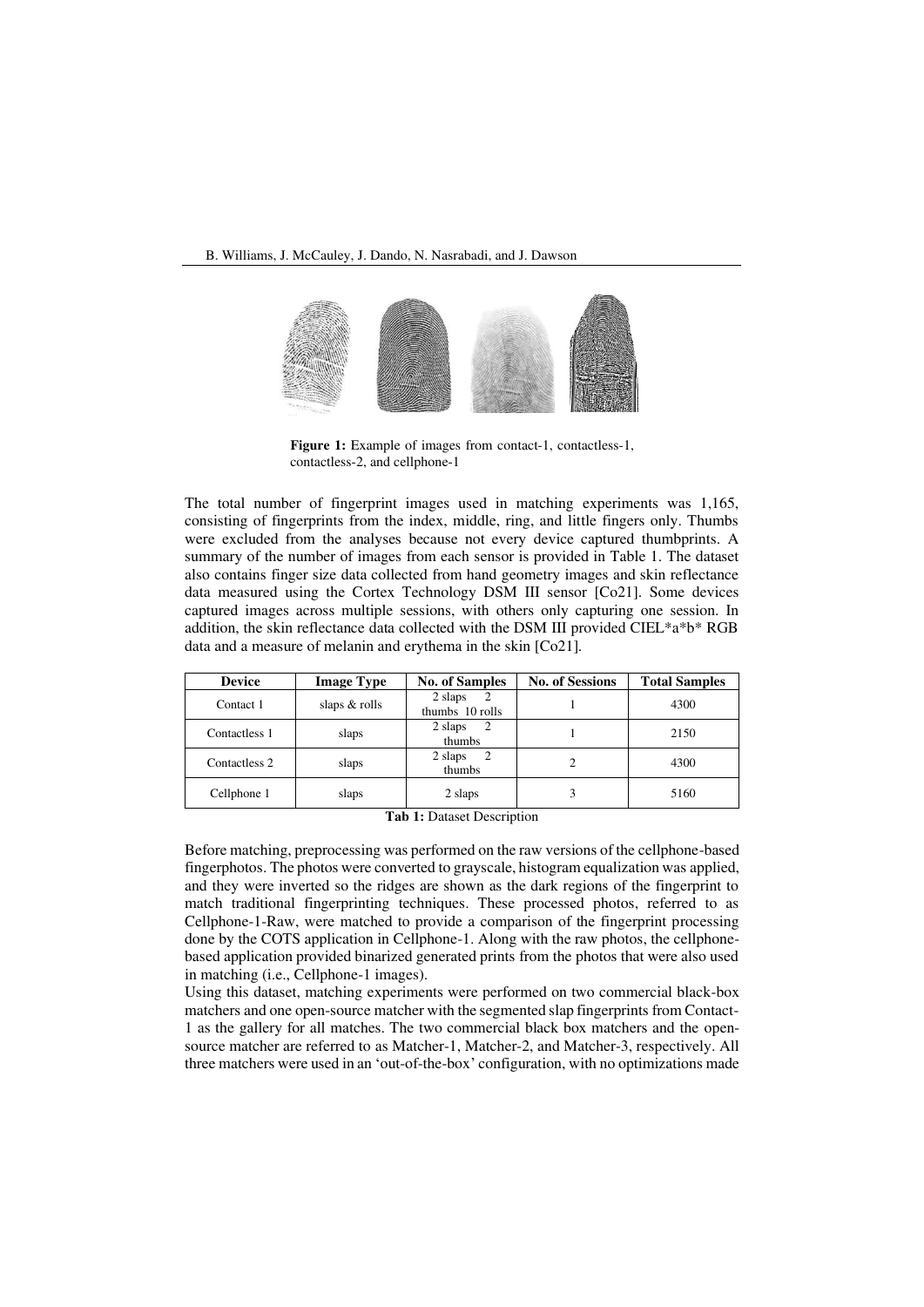Figure 1: Example of images from contact-1, contactless-1, contactless-2, and cellphone-1

The total number of fingerprint images used in matching experiments was 1,165, consisting of fingerprints from the index, middle, ring, and little fingers only. Thumbs were excluded from the analyses because not every device captured thumbprints. A summary of the number of images from each sensor is provided in Table 1. The dataset also contains finger size data collected from hand geometry images and skin reflectance data measured using the Cortex Technology DSM III sensor [Co21]. Some devices captured images across multiple sessions, with others only capturing one session. In addition, the skin reflectance data collected with the DSM III provided CIEL*a*b* RGB data and a measure of melanin and erythema in the skin [Co21].

| Device | Image Type | No. of Samples | No. of Sessions | Total Samples |
|---|---|---|---|---|
| Contact 1 | slaps & rolls | 2 slaps 2 thumbs 10 rolls | 1 | 4300 |
| Contactless 1 | slaps | 2 slaps 2 thumbs | 1 | 2150 |
| Contactless 2 | slaps | 2 slaps 2 thumbs | 2 | 4300 |
| Cellphone 1 | slaps | 2 slaps | 3 | 5160 |

**Tab 1:** Dataset Description

Before matching, preprocessing was performed on the raw versions of the cellphone-based fingerphotos. The photos were converted to grayscale, histogram equalization was applied, and they were inverted so the ridges are shown as the dark regions of the fingerprint to match traditional fingerprinting techniques. These processed photos, referred to as Cellphone-1-Raw, were matched to provide a comparison of the fingerprint processing done by the COTS application in Cellphone-1. Along with the raw photos, the cellphone-based application provided binarized generated prints from the photos that were also used in matching (i.e., Cellphone-1 images).

Using this dataset, matching experiments were performed on two commercial black-box matchers and one open-source matcher with the segmented slap fingerprints from Contact-1 as the gallery for all matches. The two commercial black box matchers and the open-source matcher are referred to as Matcher-1, Matcher-2, and Matcher-3, respectively. All three matchers were used in an 'out-of-the-box' configuration, with no optimizations made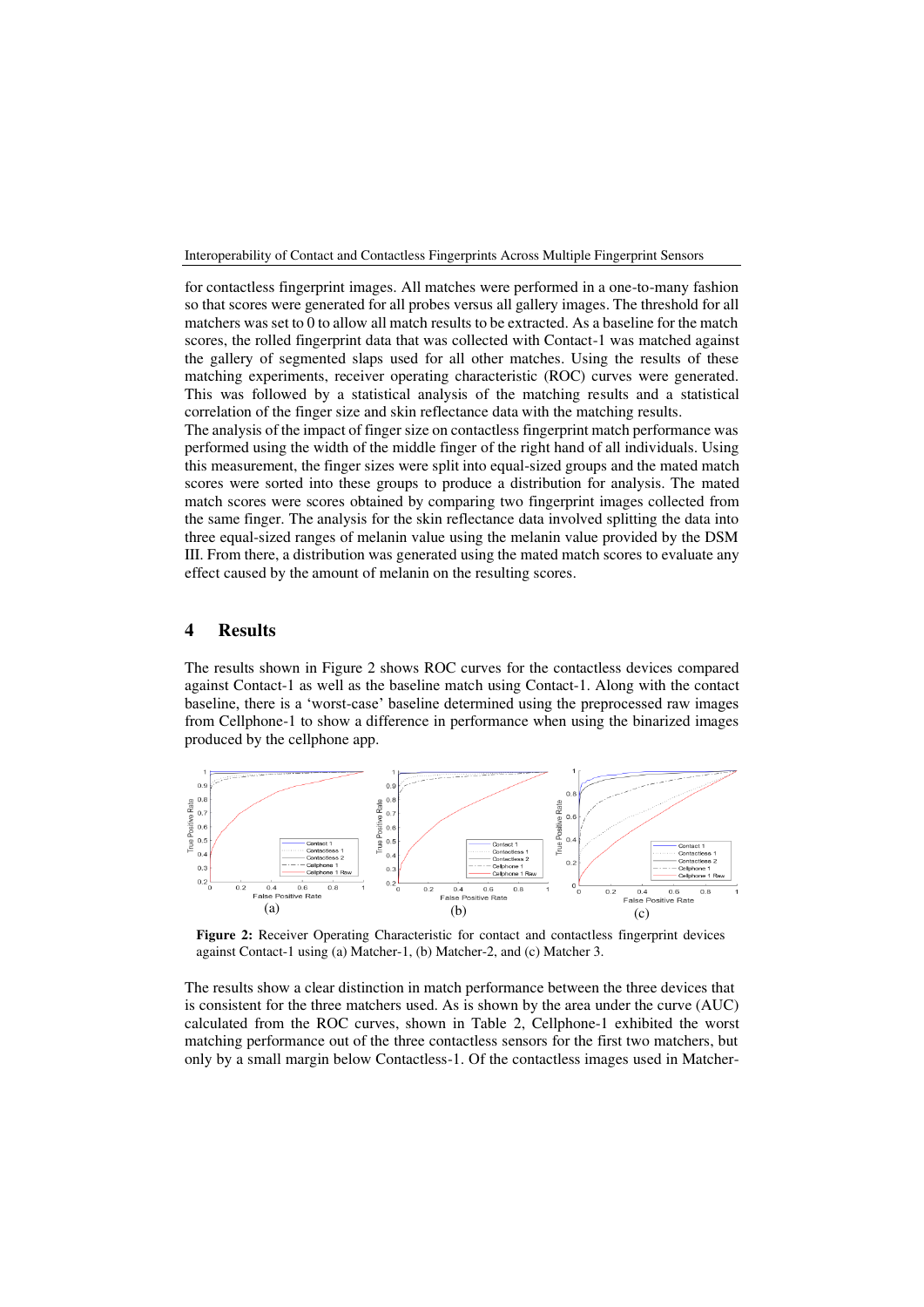for contactless fingerprint images. All matches were performed in a one-to-many fashion so that scores were generated for all probes versus all gallery images. The threshold for all matchers was set to 0 to allow all match results to be extracted. As a baseline for the match scores, the rolled fingerprint data that was collected with Contact-1 was matched against the gallery of segmented slaps used for all other matches. Using the results of these matching experiments, receiver operating characteristic (ROC) curves were generated. This was followed by a statistical analysis of the matching results and a statistical correlation of the finger size and skin reflectance data with the matching results.

The analysis of the impact of finger size on contactless fingerprint match performance was performed using the width of the middle finger of the right hand of all individuals. Using this measurement, the finger sizes were split into equal-sized groups and the mated match scores were sorted into these groups to produce a distribution for analysis. The mated match scores were scores obtained by comparing two fingerprint images collected from the same finger. The analysis for the skin reflectance data involved splitting the data into three equal-sized ranges of melanin value using the melanin value provided by the DSM III. From there, a distribution was generated using the mated match scores to evaluate any effect caused by the amount of melanin on the resulting scores.

## 4 Results

The results shown in Figure 2 shows ROC curves for the contactless devices compared against Contact-1 as well as the baseline match using Contact-1. Along with the contact baseline, there is a 'worst-case' baseline determined using the preprocessed raw images from Cellphone-1 to show a difference in performance when using the binarized images produced by the cellphone app.

**Figure 2:** Receiver Operating Characteristic for contact and contactless fingerprint devices against Contact-1 using (a) Matcher-1, (b) Matcher-2, and (c) Matcher 3.

The results show a clear distinction in match performance between the three devices that is consistent for the three matchers used. As is shown by the area under the curve (AUC) calculated from the ROC curves, shown in Table 2, Cellphone-1 exhibited the worst matching performance out of the three contactless sensors for the first two matchers, but only by a small margin below Contactless-1. Of the contactless images used in Matcher-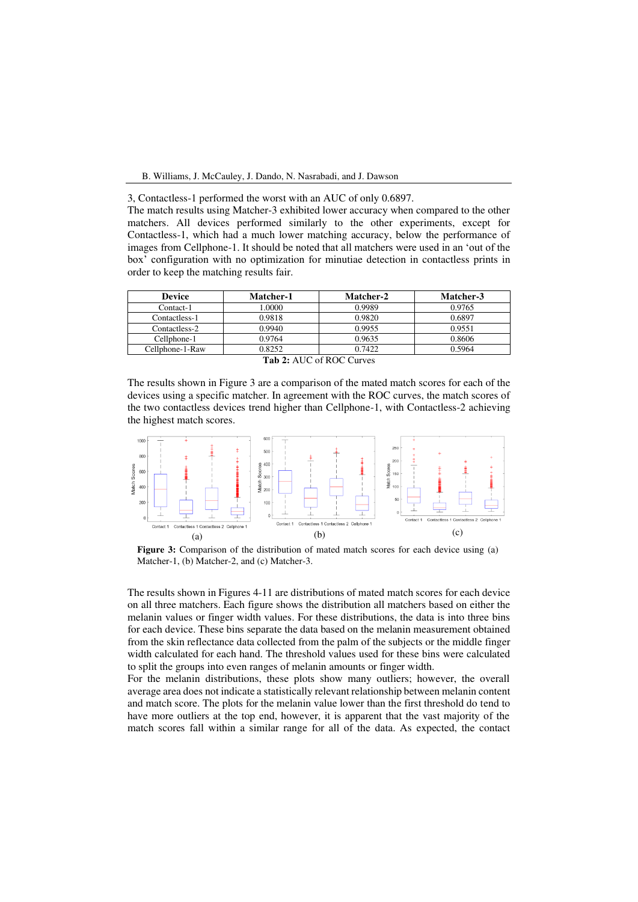3, Contactless-1 performed the worst with an AUC of only 0.6897.

The match results using Matcher-3 exhibited lower accuracy when compared to the other matchers. All devices performed similarly to the other experiments, except for Contactless-1, which had a much lower matching accuracy, below the performance of images from Cellphone-1. It should be noted that all matchers were used in an 'out of the box' configuration with no optimization for minutiae detection in contactless prints in order to keep the matching results fair.

| Device | Matcher-1 | Matcher-2 | Matcher-3 |
|---|---|---|---|
| Contact-1 | 1.0000 | 0.9989 | 0.9765 |
| Contactless-1 | 0.9818 | 0.9820 | 0.6897 |
| Contactless-2 | 0.9940 | 0.9955 | 0.9551 |
| Cellphone-1 | 0.9764 | 0.9635 | 0.8606 |
| Cellphone-1-Raw | 0.8252 | 0.7422 | 0.5964 |

**Tab 2:** AUC of ROC Curves

The results shown in Figure 3 are a comparison of the mated match scores for each of the devices using a specific matcher. In agreement with the ROC curves, the match scores of the two contactless devices trend higher than Cellphone-1, with Contactless-2 achieving the highest match scores.

**Figure 3:** Comparison of the distribution of mated match scores for each device using (a) Matcher-1, (b) Matcher-2, and (c) Matcher-3.

The results shown in Figures 4-11 are distributions of mated match scores for each device on all three matchers. Each figure shows the distribution all matchers based on either the melanin values or finger width values. For these distributions, the data is into three bins for each device. These bins separate the data based on the melanin measurement obtained from the skin reflectance data collected from the palm of the subjects or the middle finger width calculated for each hand. The threshold values used for these bins were calculated to split the groups into even ranges of melanin amounts or finger width.

For the melanin distributions, these plots show many outliers; however, the overall average area does not indicate a statistically relevant relationship between melanin content and match score. The plots for the melanin value lower than the first threshold do tend to have more outliers at the top end, however, it is apparent that the vast majority of the match scores fall within a similar range for all of the data. As expected, the contact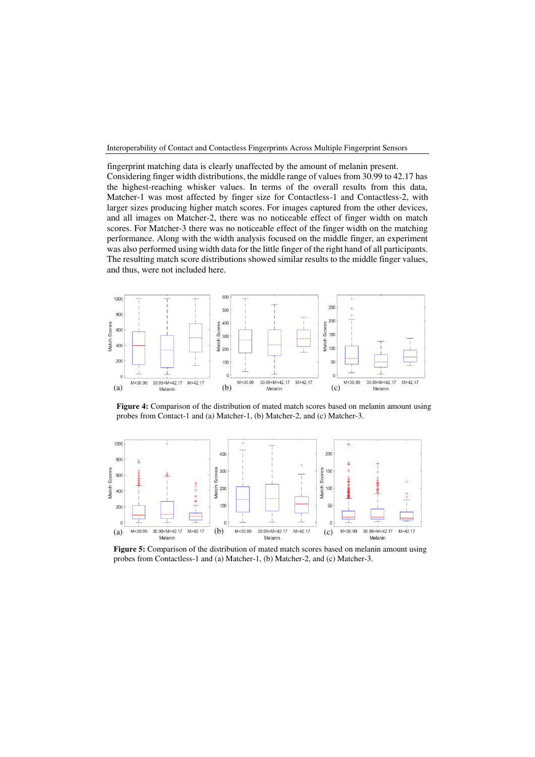fingerprint matching data is clearly unaffected by the amount of melanin present. Considering finger width distributions, the middle range of values from 30.99 to 42.17 has the highest-reaching whisker values. In terms of the overall results from this data, Matcher-1 was most affected by finger size for Contactless-1 and Contactless-2, with larger sizes producing higher match scores. For images captured from the other devices, and all images on Matcher-2, there was no noticeable effect of finger width on match scores. For Matcher-3 there was no noticeable effect of the finger width on the matching performance. Along with the width analysis focused on the middle finger, an experiment was also performed using width data for the little finger of the right hand of all participants. The resulting match score distributions showed similar results to the middle finger values, and thus, were not included here.

**Figure 4:** Comparison of the distribution of mated match scores based on melanin amount using probes from Contact-1 and (a) Matcher-1, (b) Matcher-2, and (c) Matcher-3.

**Figure 5:** Comparison of the distribution of mated match scores based on melanin amount using probes from Contactless-1 and (a) Matcher-1, (b) Matcher-2, and (c) Matcher-3.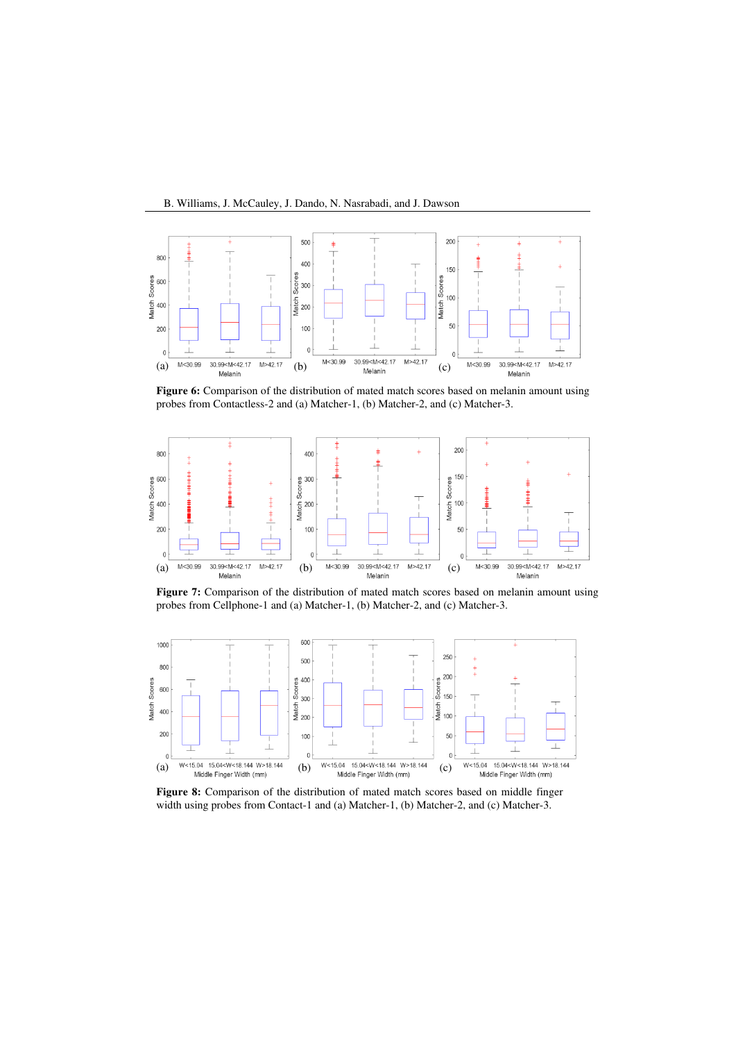**Figure 6:** Comparison of the distribution of mated match scores based on melanin amount using probes from Contactless-2 and (a) Matcher-1, (b) Matcher-2, and (c) Matcher-3.

**Figure 7:** Comparison of the distribution of mated match scores based on melanin amount using probes from Cellphone-1 and (a) Matcher-1, (b) Matcher-2, and (c) Matcher-3.

**Figure 8:** Comparison of the distribution of mated match scores based on middle finger width using probes from Contact-1 and (a) Matcher-1, (b) Matcher-2, and (c) Matcher-3.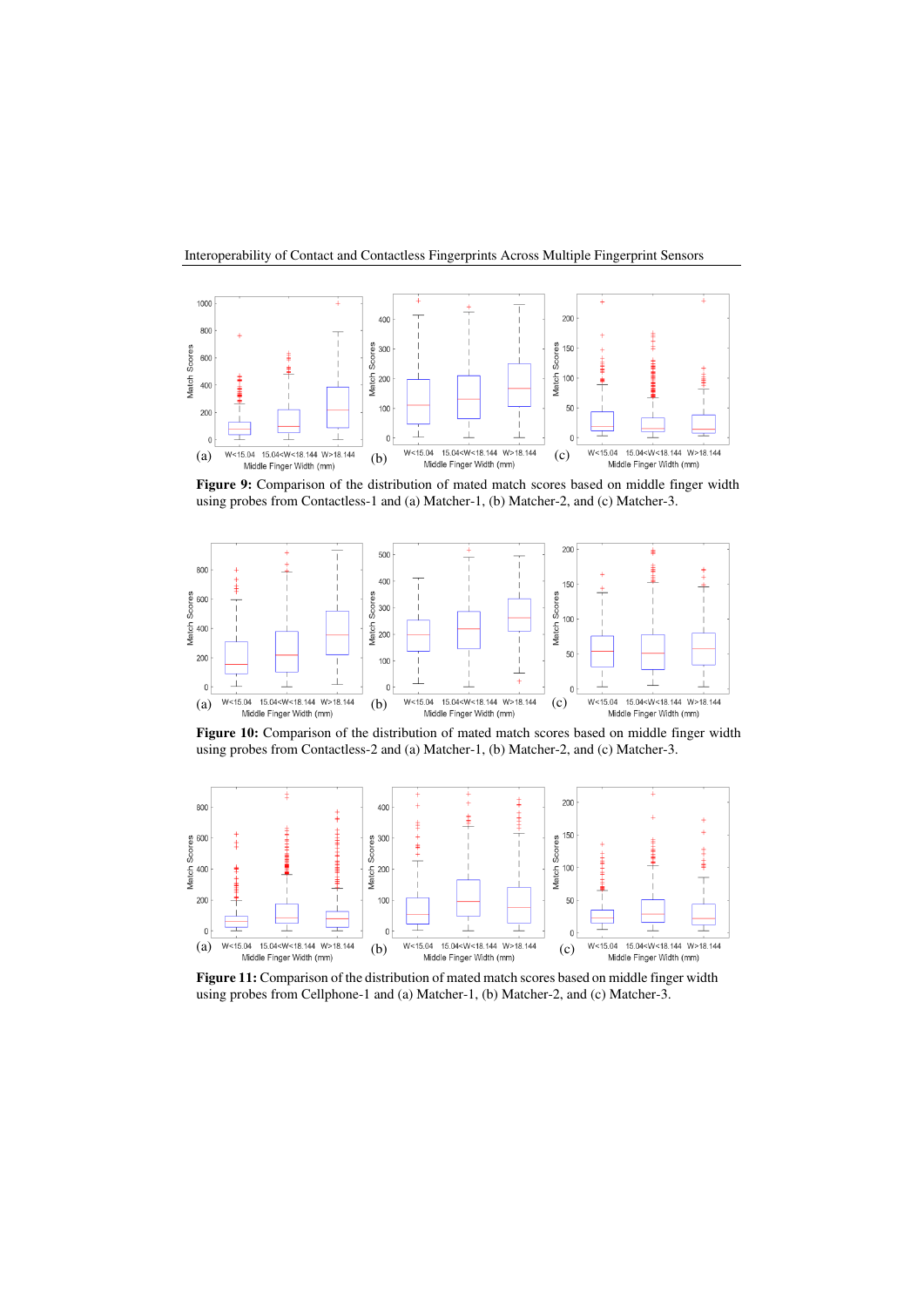**Figure 9:** Comparison of the distribution of mated match scores based on middle finger width using probes from Contactless-1 and (a) Matcher-1, (b) Matcher-2, and (c) Matcher-3.

**Figure 10:** Comparison of the distribution of mated match scores based on middle finger width using probes from Contactless-2 and (a) Matcher-1, (b) Matcher-2, and (c) Matcher-3.

**Figure 11:** Comparison of the distribution of mated match scores based on middle finger width using probes from Cellphone-1 and (a) Matcher-1, (b) Matcher-2, and (c) Matcher-3.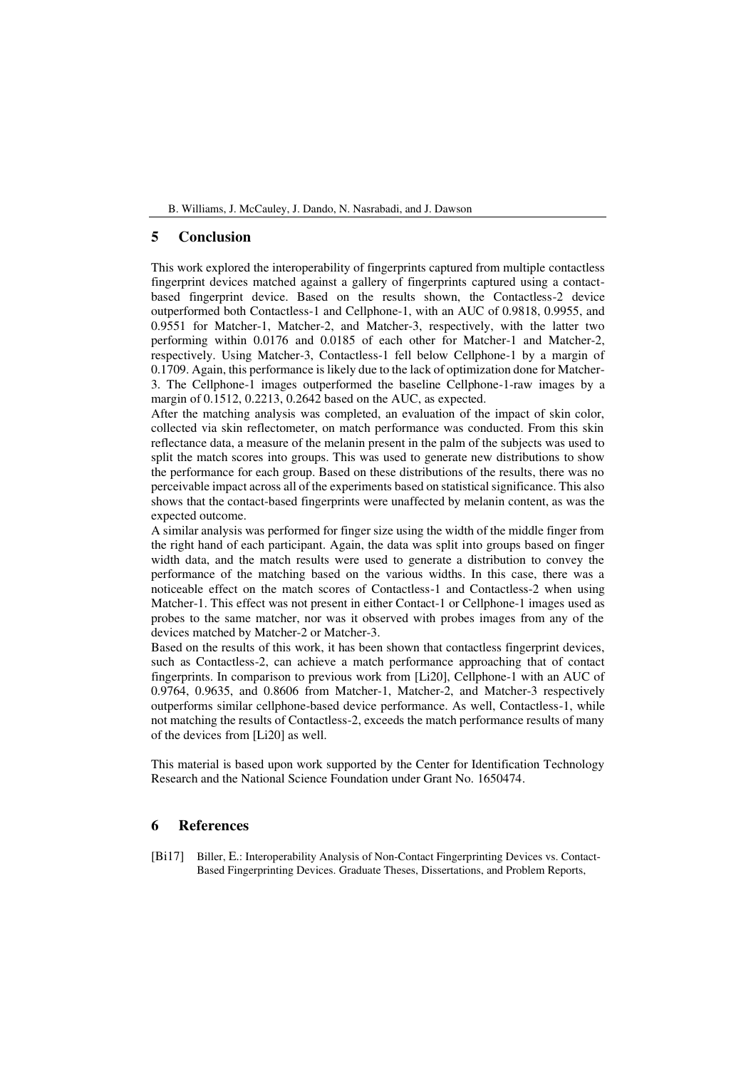## 5 Conclusion

This work explored the interoperability of fingerprints captured from multiple contactless fingerprint devices matched against a gallery of fingerprints captured using a contact-based fingerprint device. Based on the results shown, the Contactless-2 device outperformed both Contactless-1 and Cellphone-1, with an AUC of 0.9818, 0.9955, and 0.9551 for Matcher-1, Matcher-2, and Matcher-3, respectively, with the latter two performing within 0.0176 and 0.0185 of each other for Matcher-1 and Matcher-2, respectively. Using Matcher-3, Contactless-1 fell below Cellphone-1 by a margin of 0.1709. Again, this performance is likely due to the lack of optimization done for Matcher-3. The Cellphone-1 images outperformed the baseline Cellphone-1-raw images by a margin of 0.1512, 0.2213, 0.2642 based on the AUC, as expected.

After the matching analysis was completed, an evaluation of the impact of skin color, collected via skin reflectometer, on match performance was conducted. From this skin reflectance data, a measure of the melanin present in the palm of the subjects was used to split the match scores into groups. This was used to generate new distributions to show the performance for each group. Based on these distributions of the results, there was no perceivable impact across all of the experiments based on statistical significance. This also shows that the contact-based fingerprints were unaffected by melanin content, as was the expected outcome.

A similar analysis was performed for finger size using the width of the middle finger from the right hand of each participant. Again, the data was split into groups based on finger width data, and the match results were used to generate a distribution to convey the performance of the matching based on the various widths. In this case, there was a noticeable effect on the match scores of Contactless-1 and Contactless-2 when using Matcher-1. This effect was not present in either Contact-1 or Cellphone-1 images used as probes to the same matcher, nor was it observed with probes images from any of the devices matched by Matcher-2 or Matcher-3.

Based on the results of this work, it has been shown that contactless fingerprint devices, such as Contactless-2, can achieve a match performance approaching that of contact fingerprints. In comparison to previous work from [Li20], Cellphone-1 with an AUC of 0.9764, 0.9635, and 0.8606 from Matcher-1, Matcher-2, and Matcher-3 respectively outperforms similar cellphone-based device performance. As well, Contactless-1, while not matching the results of Contactless-2, exceeds the match performance results of many of the devices from [Li20] as well.

This material is based upon work supported by the Center for Identification Technology Research and the National Science Foundation under Grant No. 1650474.

## 6 References

[Bi17] Biller, E.: Interoperability Analysis of Non-Contact Fingerprinting Devices vs. Contact-Based Fingerprinting Devices. Graduate Theses, Dissertations, and Problem Reports,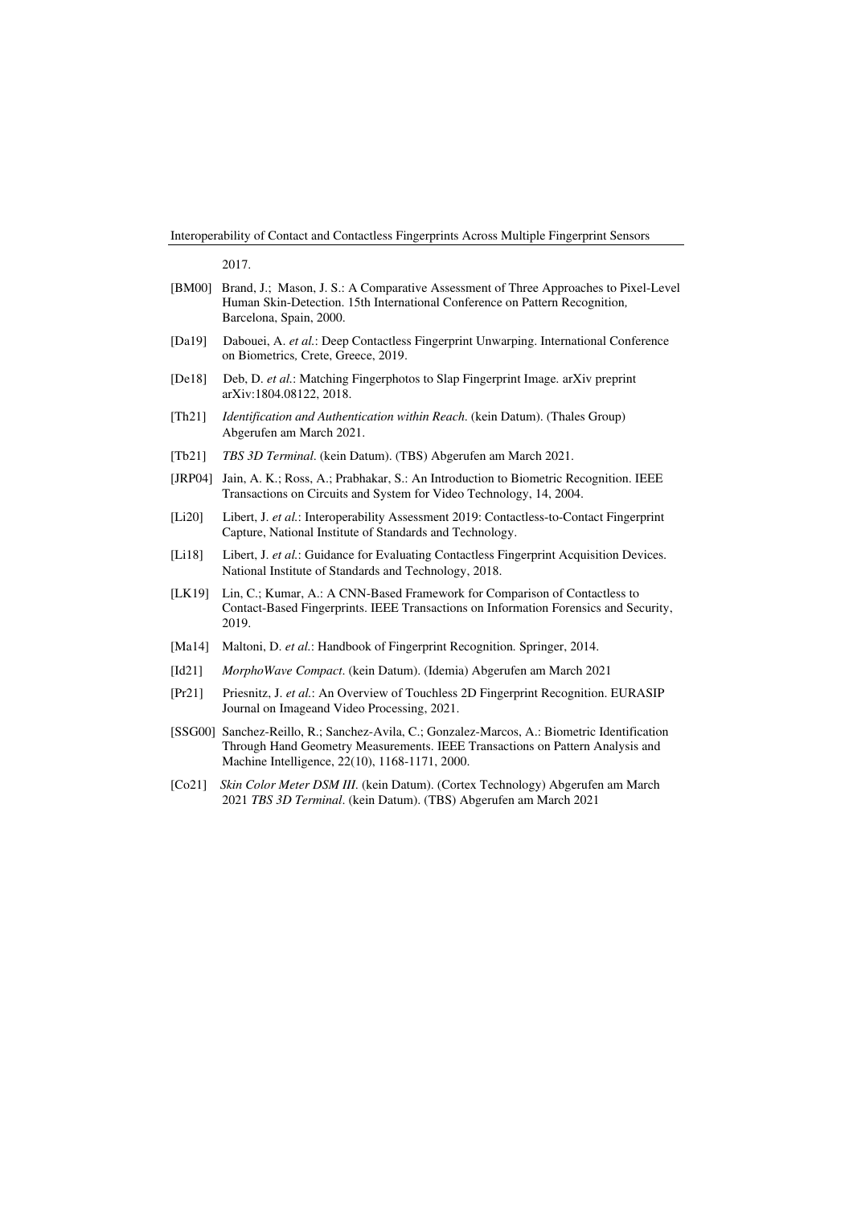2017.

[BM00] Brand, J.; Mason, J. S.: A Comparative Assessment of Three Approaches to Pixel-Level Human Skin-Detection. 15th International Conference on Pattern Recognition, Barcelona, Spain, 2000.

[Da19] Dabouei, A. *et al.*: Deep Contactless Fingerprint Unwarping. International Conference on Biometrics, Crete, Greece, 2019.

[De18] Deb, D. *et al.*: Matching Fingerphotos to Slap Fingerprint Image. arXiv preprint arXiv:1804.08122, 2018.

[Th21] *Identification and Authentication within Reach*. (kein Datum). (Thales Group) Abgerufen am March 2021.

[Tb21] *TBS 3D Terminal*. (kein Datum). (TBS) Abgerufen am March 2021.

[JRP04] Jain, A. K.; Ross, A.; Prabhakar, S.: An Introduction to Biometric Recognition. IEEE Transactions on Circuits and System for Video Technology, 14, 2004.

[Li20] Libert, J. *et al.*: Interoperability Assessment 2019: Contactless-to-Contact Fingerprint Capture, National Institute of Standards and Technology.

[Li18] Libert, J. *et al.*: Guidance for Evaluating Contactless Fingerprint Acquisition Devices. National Institute of Standards and Technology, 2018.

[LK19] Lin, C.; Kumar, A.: A CNN-Based Framework for Comparison of Contactless to Contact-Based Fingerprints. IEEE Transactions on Information Forensics and Security, 2019.

[Ma14] Maltoni, D. *et al.*: Handbook of Fingerprint Recognition. Springer, 2014.

[Id21] *MorphoWave Compact*. (kein Datum). (Idemia) Abgerufen am March 2021

[Pr21] Priesnitz, J. *et al.*: An Overview of Touchless 2D Fingerprint Recognition. EURASIP Journal on Imageand Video Processing, 2021.

[SSG00] Sanchez-Reillo, R.; Sanchez-Avila, C.; Gonzalez-Marcos, A.: Biometric Identification Through Hand Geometry Measurements. IEEE Transactions on Pattern Analysis and Machine Intelligence, 22(10), 1168-1171, 2000.

[Co21] *Skin Color Meter DSM III*. (kein Datum). (Cortex Technology) Abgerufen am March 2021 *TBS 3D Terminal*. (kein Datum). (TBS) Abgerufen am March 2021